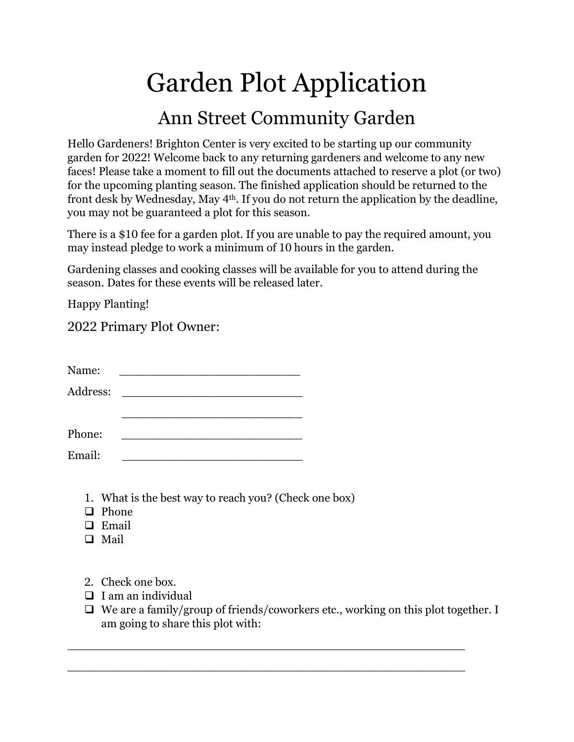# Garden Plot Application

## Ann Street Community Garden

Hello Gardeners! Brighton Center is very excited to be starting up our community garden for 2022! Welcome back to any returning gardeners and welcome to any new faces! Please take a moment to fill out the documents attached to reserve a plot (or two) for the upcoming planting season. The finished application should be returned to the front desk by Wednesday, May 4th. If you do not return the application by the deadline, you may not be guaranteed a plot for this season.

There is a $10 fee for a garden plot. If you are unable to pay the required amount, you may instead pledge to work a minimum of 10 hours in the garden.

Gardening classes and cooking classes will be available for you to attend during the season. Dates for these events will be released later.

Happy Planting!

### 2022 Primary Plot Owner:

Name: ___________________________

Address: ___________________________

___________________________

Phone: ___________________________

Email: ___________________________

1. What is the best way to reach you? (Check one box)
- ☐ Phone
- ☐ Email
- ☐ Mail

2. Check one box.
- ☐ I am an individual
- ☐ We are a family/group of friends/coworkers etc., working on this plot together. I am going to share this plot with:

____________________________________________________________

____________________________________________________________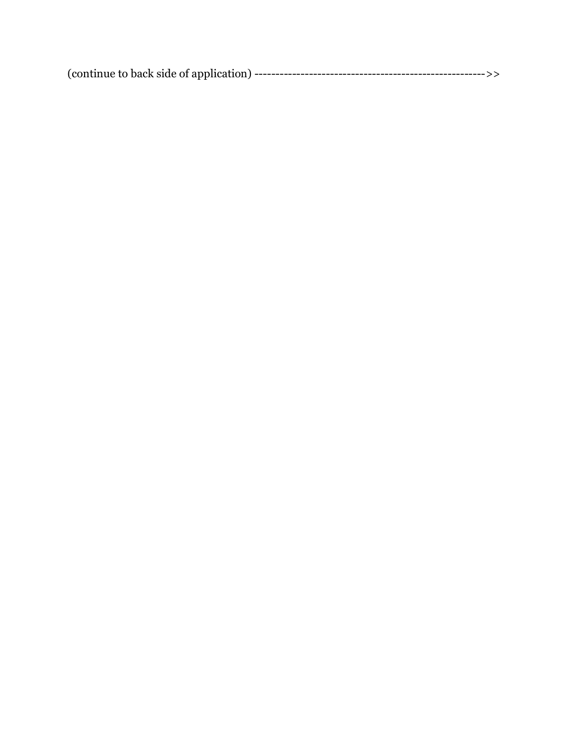(continue to back side of application) ------------------------------------------------------->>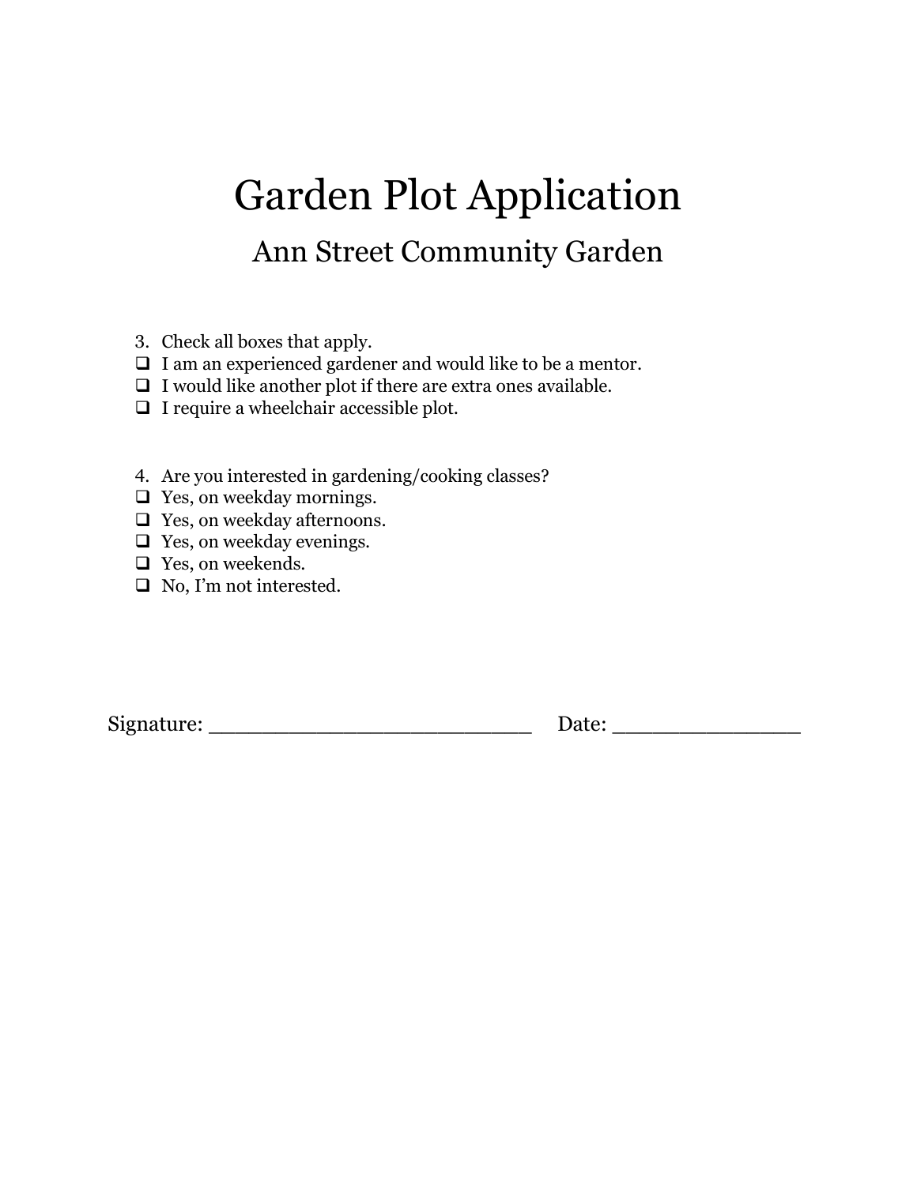# Garden Plot Application

## Ann Street Community Garden

3. Check all boxes that apply.

- [ ] I am an experienced gardener and would like to be a mentor.
- [ ] I would like another plot if there are extra ones available.
- [ ] I require a wheelchair accessible plot.

4. Are you interested in gardening/cooking classes?

- [ ] Yes, on weekday mornings.
- [ ] Yes, on weekday afternoons.
- [ ] Yes, on weekday evenings.
- [ ] Yes, on weekends.
- [ ] No, I'm not interested.

Signature: ___________________________ Date: _______________